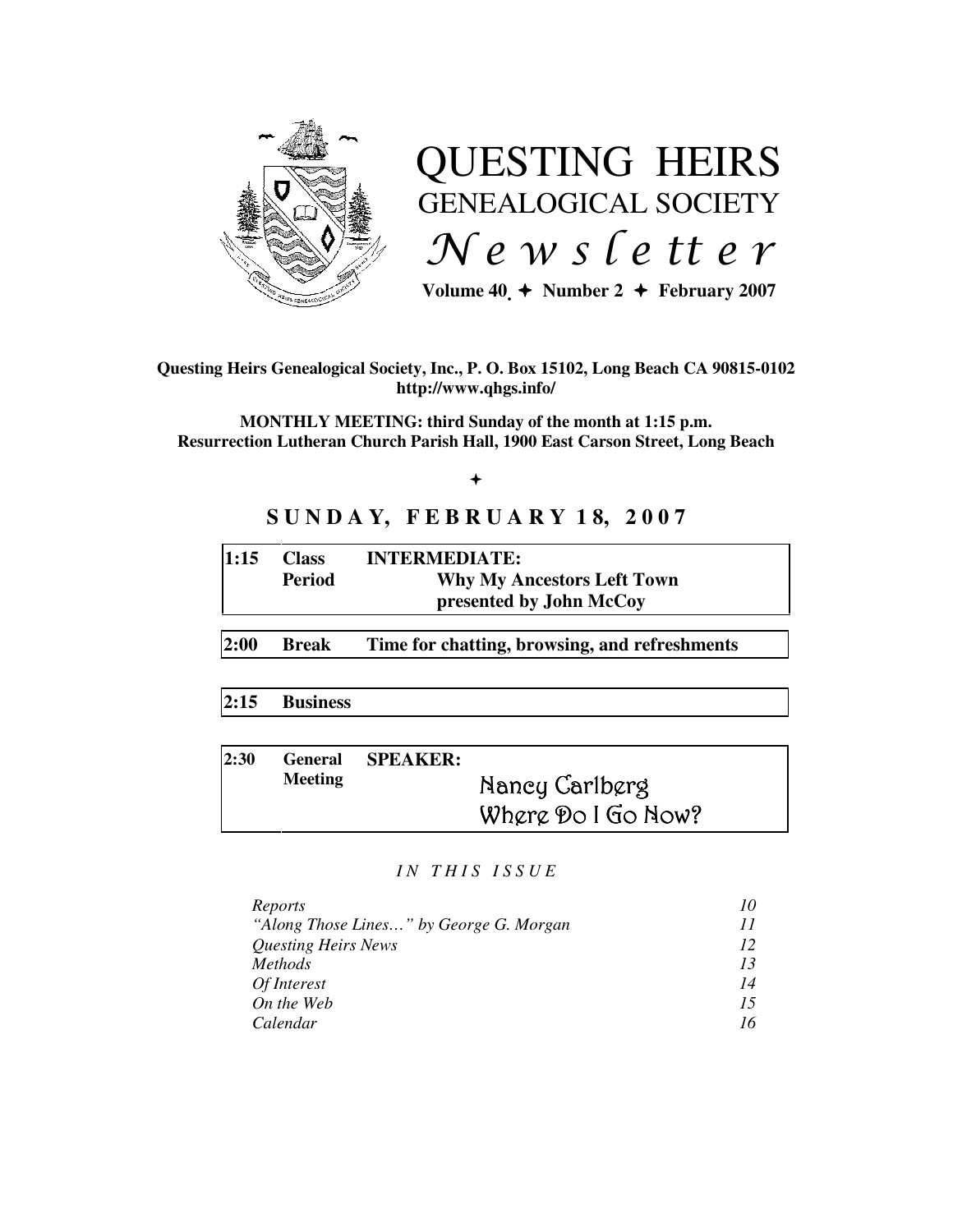# QUESTING HEIRS
## GENEALOGICAL SOCIETY
## *Newsletter*

**Volume 40 ✦ Number 2 ✦ February 2007**

**Questing Heirs Genealogical Society, Inc., P. O. Box 15102, Long Beach CA 90815-0102**
**http://www.qhgs.info/**

**MONTHLY MEETING: third Sunday of the month at 1:15 p.m.**
**Resurrection Lutheran Church Parish Hall, 1900 East Carson Street, Long Beach**

✦

## SUNDAY, FEBRUARY 18, 2007

| | | |
|---|---|---|
| **1:15** | **Class Period** | **INTERMEDIATE:** **Why My Ancestors Left Town** presented by John McCoy |
| **2:00** | **Break** | **Time for chatting, browsing, and refreshments** |
| **2:15** | **Business** | |
| **2:30** | **General Meeting** | **SPEAKER:** Nancy Carlberg — Where Do I Go Now? |

*IN THIS ISSUE*

| | |
|---|---|
| *Reports* | *10* |
| *"Along Those Lines…" by George G. Morgan* | *11* |
| *Questing Heirs News* | *12* |
| *Methods* | *13* |
| *Of Interest* | *14* |
| *On the Web* | *15* |
| *Calendar* | *16* |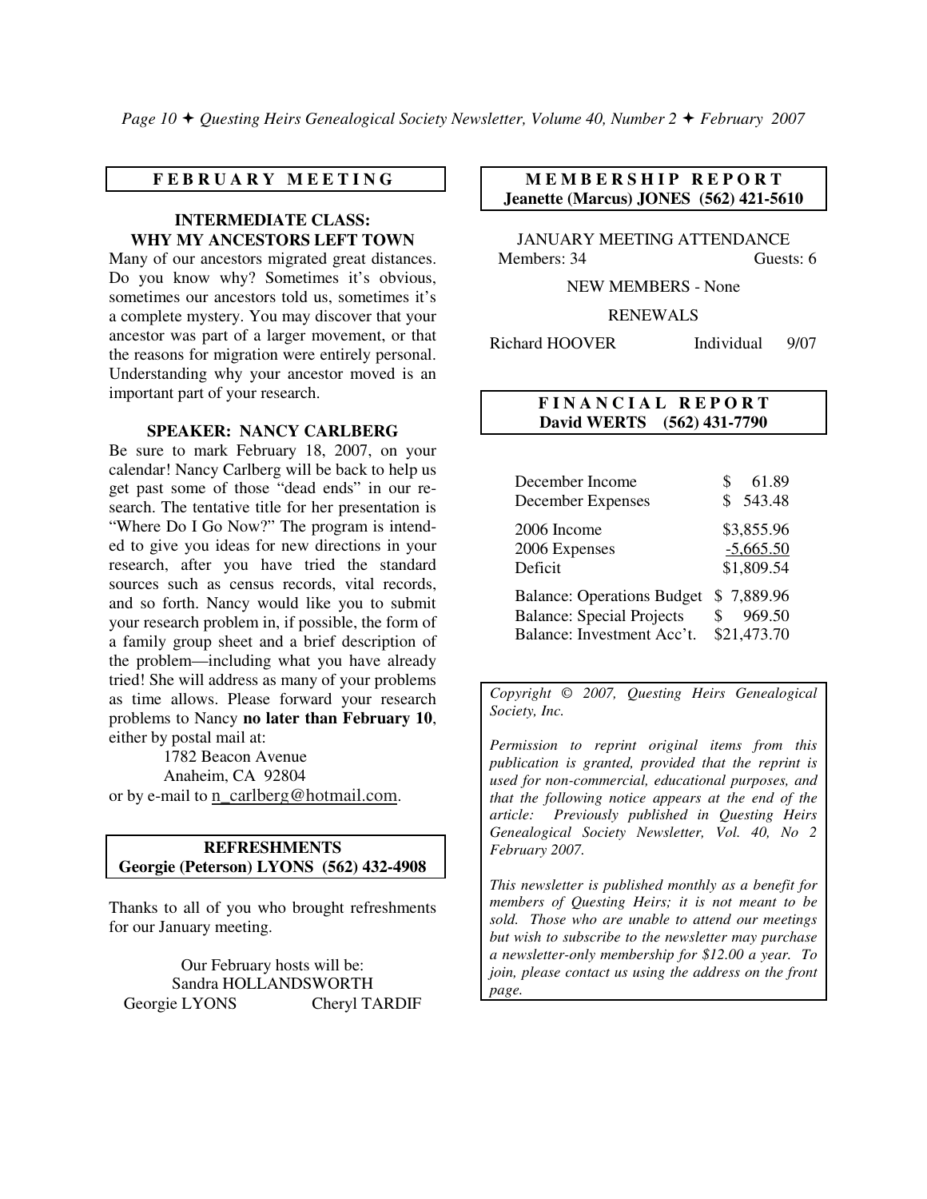## FEBRUARY MEETING

### INTERMEDIATE CLASS: WHY MY ANCESTORS LEFT TOWN

Many of our ancestors migrated great distances. Do you know why? Sometimes it's obvious, sometimes our ancestors told us, sometimes it's a complete mystery. You may discover that your ancestor was part of a larger movement, or that the reasons for migration were entirely personal. Understanding why your ancestor moved is an important part of your research.

### SPEAKER: NANCY CARLBERG

Be sure to mark February 18, 2007, on your calendar! Nancy Carlberg will be back to help us get past some of those "dead ends" in our research. The tentative title for her presentation is "Where Do I Go Now?" The program is intended to give you ideas for new directions in your research, after you have tried the standard sources such as census records, vital records, and so forth. Nancy would like you to submit your research problem in, if possible, the form of a family group sheet and a brief description of the problem—including what you have already tried! She will address as many of your problems as time allows. Please forward your research problems to Nancy **no later than February 10**, either by postal mail at:

1782 Beacon Avenue
Anaheim, CA 92804

or by e-mail to n_carlberg@hotmail.com.

## REFRESHMENTS
**Georgie (Peterson) LYONS (562) 432-4908**

Thanks to all of you who brought refreshments for our January meeting.

Our February hosts will be:
Sandra HOLLANDSWORTH
Georgie LYONS
Cheryl TARDIF

## MEMBERSHIP REPORT
**Jeanette (Marcus) JONES (562) 421-5610**

JANUARY MEETING ATTENDANCE
Members: 34 Guests: 6

NEW MEMBERS - None

RENEWALS

| | | |
|---|---|---|
| Richard HOOVER | Individual | 9/07 |

## FINANCIAL REPORT
**David WERTS (562) 431-7790**

| | |
|---|---|
| December Income | $ 61.89 |
| December Expenses | $ 543.48 |
| 2006 Income | $3,855.96 |
| 2006 Expenses | -5,665.50 |
| Deficit | $1,809.54 |
| Balance: Operations Budget | $ 7,889.96 |
| Balance: Special Projects | $ 969.50 |
| Balance: Investment Acc't. | $21,473.70 |

*Copyright © 2007, Questing Heirs Genealogical Society, Inc.*

*Permission to reprint original items from this publication is granted, provided that the reprint is used for non-commercial, educational purposes, and that the following notice appears at the end of the article: Previously published in Questing Heirs Genealogical Society Newsletter, Vol. 40, No 2 February 2007.*

*This newsletter is published monthly as a benefit for members of Questing Heirs; it is not meant to be sold. Those who are unable to attend our meetings but wish to subscribe to the newsletter may purchase a newsletter-only membership for $12.00 a year. To join, please contact us using the address on the front page.*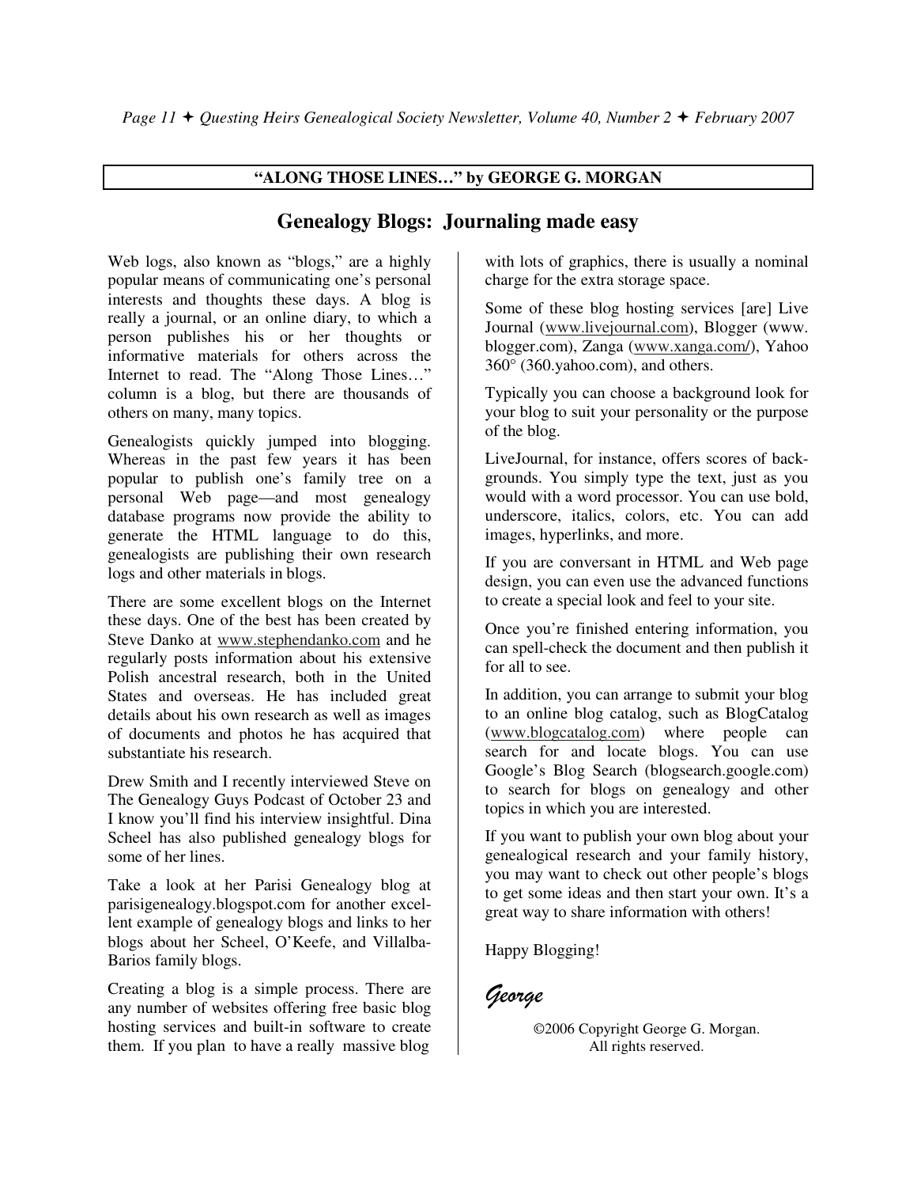**"ALONG THOSE LINES…" by GEORGE G. MORGAN**

## Genealogy Blogs: Journaling made easy

Web logs, also known as "blogs," are a highly popular means of communicating one's personal interests and thoughts these days. A blog is really a journal, or an online diary, to which a person publishes his or her thoughts or informative materials for others across the Internet to read. The "Along Those Lines…" column is a blog, but there are thousands of others on many, many topics.

Genealogists quickly jumped into blogging. Whereas in the past few years it has been popular to publish one's family tree on a personal Web page—and most genealogy database programs now provide the ability to generate the HTML language to do this, genealogists are publishing their own research logs and other materials in blogs.

There are some excellent blogs on the Internet these days. One of the best has been created by Steve Danko at www.stephendanko.com and he regularly posts information about his extensive Polish ancestral research, both in the United States and overseas. He has included great details about his own research as well as images of documents and photos he has acquired that substantiate his research.

Drew Smith and I recently interviewed Steve on The Genealogy Guys Podcast of October 23 and I know you'll find his interview insightful. Dina Scheel has also published genealogy blogs for some of her lines.

Take a look at her Parisi Genealogy blog at parisigenealogy.blogspot.com for another excellent example of genealogy blogs and links to her blogs about her Scheel, O'Keefe, and Villalba-Barios family blogs.

Creating a blog is a simple process. There are any number of websites offering free basic blog hosting services and built-in software to create them. If you plan to have a really massive blog with lots of graphics, there is usually a nominal charge for the extra storage space.

Some of these blog hosting services [are] Live Journal (www.livejournal.com), Blogger (www.blogger.com), Zanga (www.xanga.com/), Yahoo 360° (360.yahoo.com), and others.

Typically you can choose a background look for your blog to suit your personality or the purpose of the blog.

LiveJournal, for instance, offers scores of backgrounds. You simply type the text, just as you would with a word processor. You can use bold, underscore, italics, colors, etc. You can add images, hyperlinks, and more.

If you are conversant in HTML and Web page design, you can even use the advanced functions to create a special look and feel to your site.

Once you're finished entering information, you can spell-check the document and then publish it for all to see.

In addition, you can arrange to submit your blog to an online blog catalog, such as BlogCatalog (www.blogcatalog.com) where people can search for and locate blogs. You can use Google's Blog Search (blogsearch.google.com) to search for blogs on genealogy and other topics in which you are interested.

If you want to publish your own blog about your genealogical research and your family history, you may want to check out other people's blogs to get some ideas and then start your own. It's a great way to share information with others!

Happy Blogging!

*George*

©2006 Copyright George G. Morgan.
All rights reserved.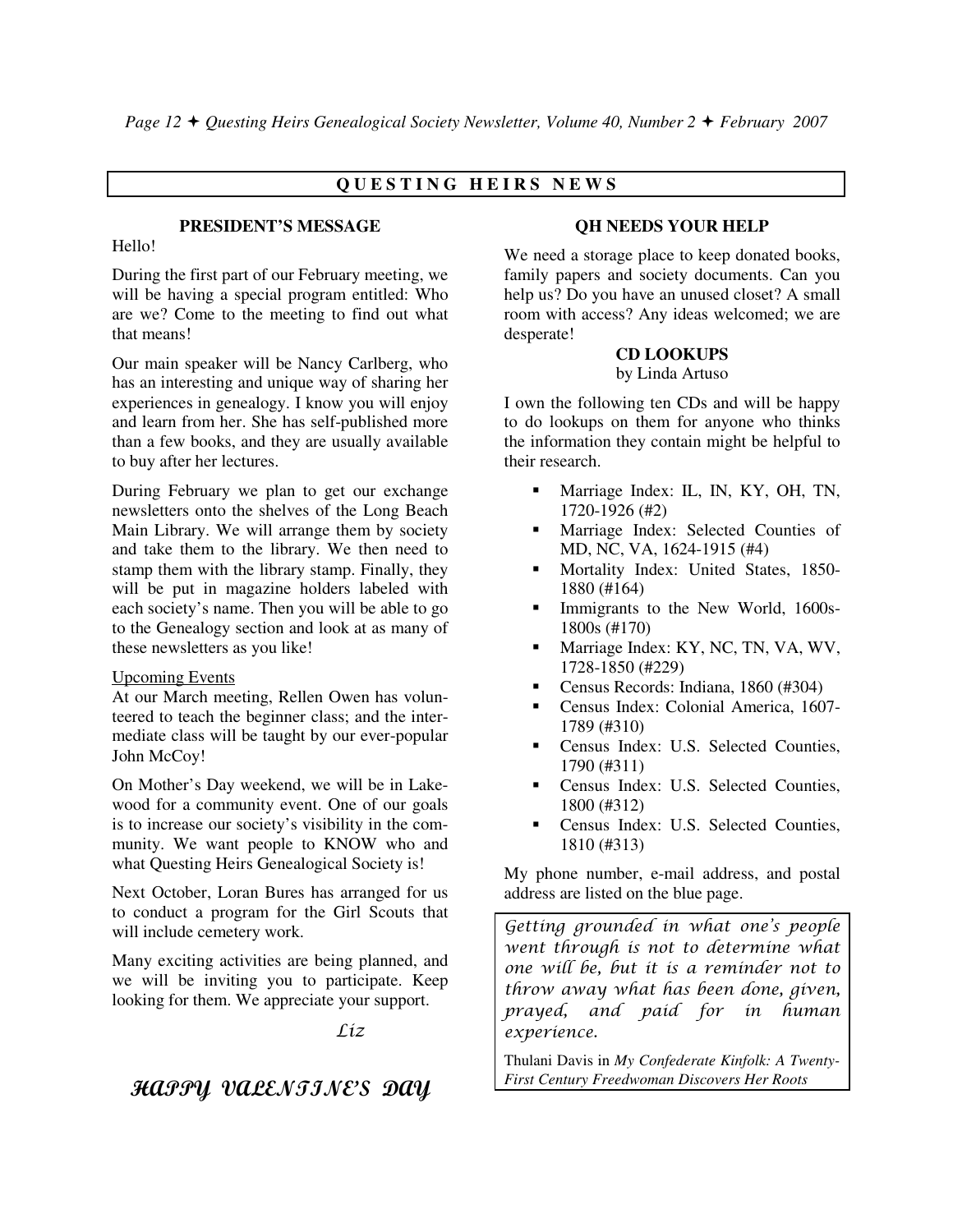## QUESTING HEIRS NEWS

### PRESIDENT'S MESSAGE

Hello!

During the first part of our February meeting, we will be having a special program entitled: Who are we? Come to the meeting to find out what that means!

Our main speaker will be Nancy Carlberg, who has an interesting and unique way of sharing her experiences in genealogy. I know you will enjoy and learn from her. She has self-published more than a few books, and they are usually available to buy after her lectures.

During February we plan to get our exchange newsletters onto the shelves of the Long Beach Main Library. We will arrange them by society and take them to the library. We then need to stamp them with the library stamp. Finally, they will be put in magazine holders labeled with each society's name. Then you will be able to go to the Genealogy section and look at as many of these newsletters as you like!

Upcoming Events

At our March meeting, Rellen Owen has volunteered to teach the beginner class; and the intermediate class will be taught by our ever-popular John McCoy!

On Mother's Day weekend, we will be in Lakewood for a community event. One of our goals is to increase our society's visibility in the community. We want people to KNOW who and what Questing Heirs Genealogical Society is!

Next October, Loran Bures has arranged for us to conduct a program for the Girl Scouts that will include cemetery work.

Many exciting activities are being planned, and we will be inviting you to participate. Keep looking for them. We appreciate your support.

*Liz*

**HAPPY VALENTINE'S DAY**

### QH NEEDS YOUR HELP

We need a storage place to keep donated books, family papers and society documents. Can you help us? Do you have an unused closet? A small room with access? Any ideas welcomed; we are desperate!

### CD LOOKUPS

by Linda Artuso

I own the following ten CDs and will be happy to do lookups on them for anyone who thinks the information they contain might be helpful to their research.

- Marriage Index: IL, IN, KY, OH, TN, 1720-1926 (#2)
- Marriage Index: Selected Counties of MD, NC, VA, 1624-1915 (#4)
- Mortality Index: United States, 1850-1880 (#164)
- Immigrants to the New World, 1600s-1800s (#170)
- Marriage Index: KY, NC, TN, VA, WV, 1728-1850 (#229)
- Census Records: Indiana, 1860 (#304)
- Census Index: Colonial America, 1607-1789 (#310)
- Census Index: U.S. Selected Counties, 1790 (#311)
- Census Index: U.S. Selected Counties, 1800 (#312)
- Census Index: U.S. Selected Counties, 1810 (#313)

My phone number, e-mail address, and postal address are listed on the blue page.

*Getting grounded in what one's people went through is not to determine what one will be, but it is a reminder not to throw away what has been done, given, prayed, and paid for in human experience.*

Thulani Davis in *My Confederate Kinfolk: A Twenty-First Century Freedwoman Discovers Her Roots*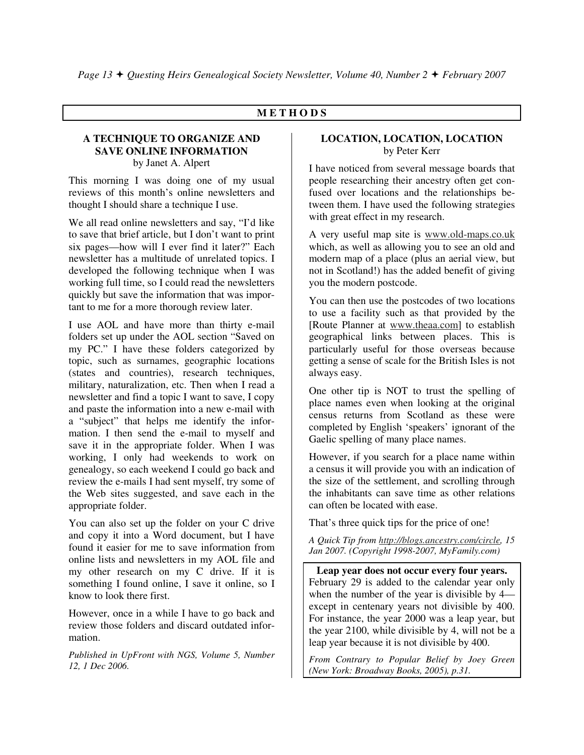## M E T H O D S

### A TECHNIQUE TO ORGANIZE AND SAVE ONLINE INFORMATION

by Janet A. Alpert

This morning I was doing one of my usual reviews of this month's online newsletters and thought I should share a technique I use.

We all read online newsletters and say, "I'd like to save that brief article, but I don't want to print six pages—how will I ever find it later?" Each newsletter has a multitude of unrelated topics. I developed the following technique when I was working full time, so I could read the newsletters quickly but save the information that was important to me for a more thorough review later.

I use AOL and have more than thirty e-mail folders set up under the AOL section "Saved on my PC." I have these folders categorized by topic, such as surnames, geographic locations (states and countries), research techniques, military, naturalization, etc. Then when I read a newsletter and find a topic I want to save, I copy and paste the information into a new e-mail with a "subject" that helps me identify the information. I then send the e-mail to myself and save it in the appropriate folder. When I was working, I only had weekends to work on genealogy, so each weekend I could go back and review the e-mails I had sent myself, try some of the Web sites suggested, and save each in the appropriate folder.

You can also set up the folder on your C drive and copy it into a Word document, but I have found it easier for me to save information from online lists and newsletters in my AOL file and my other research on my C drive. If it is something I found online, I save it online, so I know to look there first.

However, once in a while I have to go back and review those folders and discard outdated information.

*Published in UpFront with NGS, Volume 5, Number 12, 1 Dec 2006.*

### LOCATION, LOCATION, LOCATION

by Peter Kerr

I have noticed from several message boards that people researching their ancestry often get confused over locations and the relationships between them. I have used the following strategies with great effect in my research.

A very useful map site is www.old-maps.co.uk which, as well as allowing you to see an old and modern map of a place (plus an aerial view, but not in Scotland!) has the added benefit of giving you the modern postcode.

You can then use the postcodes of two locations to use a facility such as that provided by the [Route Planner at www.theaa.com] to establish geographical links between places. This is particularly useful for those overseas because getting a sense of scale for the British Isles is not always easy.

One other tip is NOT to trust the spelling of place names even when looking at the original census returns from Scotland as these were completed by English 'speakers' ignorant of the Gaelic spelling of many place names.

However, if you search for a place name within a census it will provide you with an indication of the size of the settlement, and scrolling through the inhabitants can save time as other relations can often be located with ease.

That's three quick tips for the price of one!

*A Quick Tip from http://blogs.ancestry.com/circle, 15 Jan 2007. (Copyright 1998-2007, MyFamily.com)*

**Leap year does not occur every four years.** February 29 is added to the calendar year only when the number of the year is divisible by 4—except in centenary years not divisible by 400. For instance, the year 2000 was a leap year, but the year 2100, while divisible by 4, will not be a leap year because it is not divisible by 400.

*From Contrary to Popular Belief by Joey Green (New York: Broadway Books, 2005), p.31.*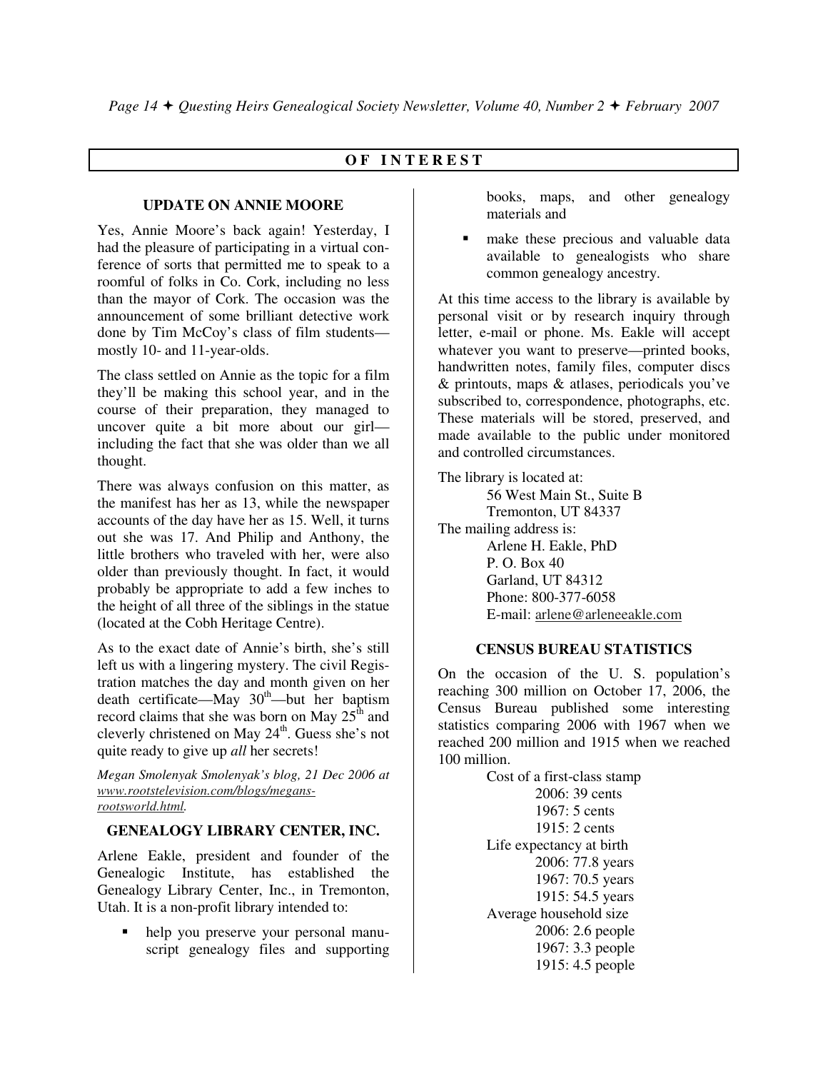## OF INTEREST

### UPDATE ON ANNIE MOORE

Yes, Annie Moore's back again! Yesterday, I had the pleasure of participating in a virtual conference of sorts that permitted me to speak to a roomful of folks in Co. Cork, including no less than the mayor of Cork. The occasion was the announcement of some brilliant detective work done by Tim McCoy's class of film students—mostly 10- and 11-year-olds.

The class settled on Annie as the topic for a film they'll be making this school year, and in the course of their preparation, they managed to uncover quite a bit more about our girl—including the fact that she was older than we all thought.

There was always confusion on this matter, as the manifest has her as 13, while the newspaper accounts of the day have her as 15. Well, it turns out she was 17. And Philip and Anthony, the little brothers who traveled with her, were also older than previously thought. In fact, it would probably be appropriate to add a few inches to the height of all three of the siblings in the statue (located at the Cobh Heritage Centre).

As to the exact date of Annie's birth, she's still left us with a lingering mystery. The civil Registration matches the day and month given on her death certificate—May 30th—but her baptism record claims that she was born on May 25th and cleverly christened on May 24th. Guess she's not quite ready to give up *all* her secrets!

*Megan Smolenyak Smolenyak's blog, 21 Dec 2006 at www.rootstelevision.com/blogs/megans-rootsworld.html.*

### GENEALOGY LIBRARY CENTER, INC.

Arlene Eakle, president and founder of the Genealogic Institute, has established the Genealogy Library Center, Inc., in Tremonton, Utah. It is a non-profit library intended to:

- help you preserve your personal manuscript genealogy files and supporting books, maps, and other genealogy materials and
- make these precious and valuable data available to genealogists who share common genealogy ancestry.

At this time access to the library is available by personal visit or by research inquiry through letter, e-mail or phone. Ms. Eakle will accept whatever you want to preserve—printed books, handwritten notes, family files, computer discs & printouts, maps & atlases, periodicals you've subscribed to, correspondence, photographs, etc. These materials will be stored, preserved, and made available to the public under monitored and controlled circumstances.

The library is located at:

56 West Main St., Suite B
Tremonton, UT 84337

The mailing address is:

Arlene H. Eakle, PhD
P. O. Box 40
Garland, UT 84312
Phone: 800-377-6058
E-mail: arlene@arleneeakle.com

### CENSUS BUREAU STATISTICS

On the occasion of the U. S. population's reaching 300 million on October 17, 2006, the Census Bureau published some interesting statistics comparing 2006 with 1967 when we reached 200 million and 1915 when we reached 100 million.

Cost of a first-class stamp
- 2006: 39 cents
- 1967: 5 cents
- 1915: 2 cents

Life expectancy at birth
- 2006: 77.8 years
- 1967: 70.5 years
- 1915: 54.5 years

Average household size
- 2006: 2.6 people
- 1967: 3.3 people
- 1915: 4.5 people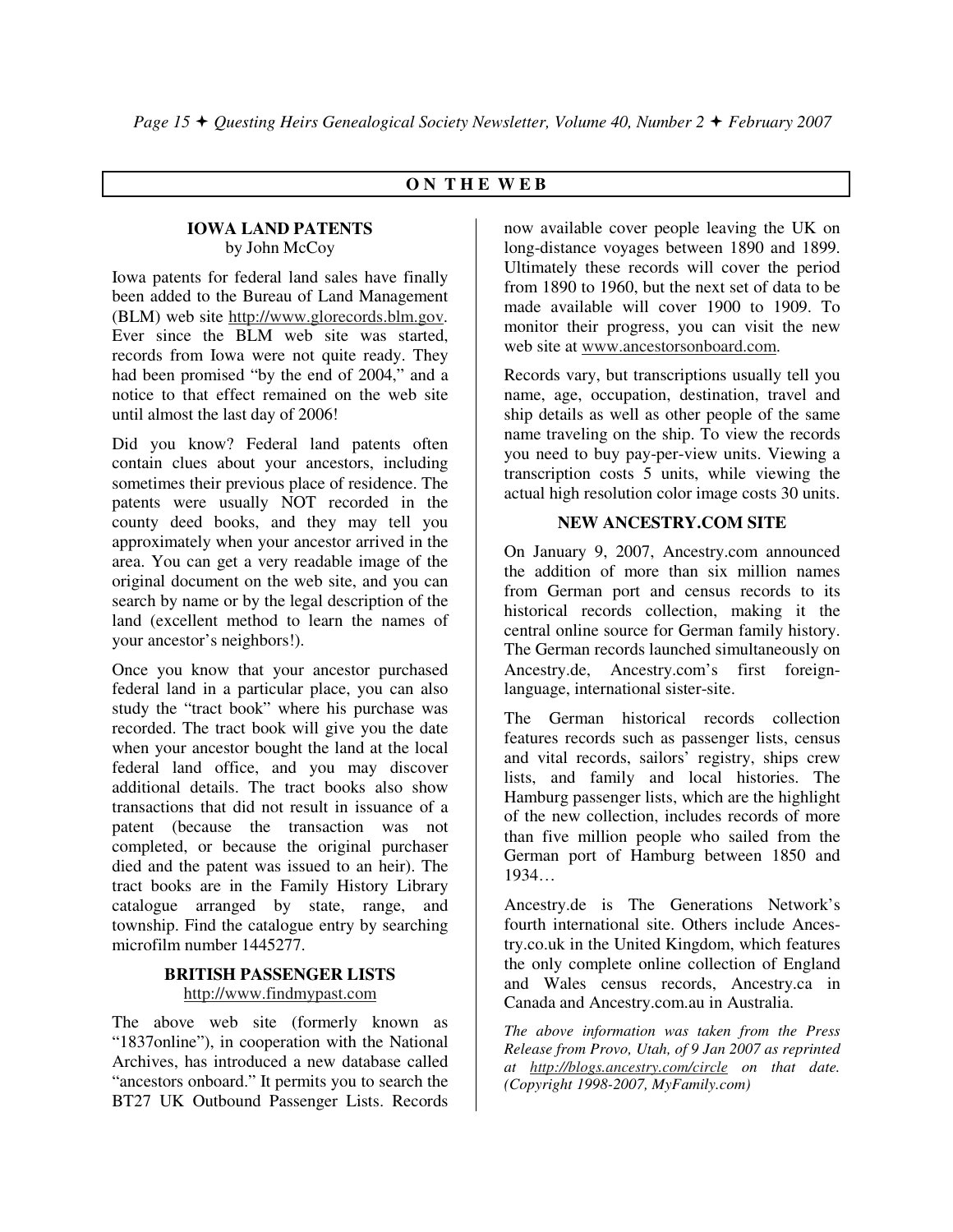## ON THE WEB

### IOWA LAND PATENTS

by John McCoy

Iowa patents for federal land sales have finally been added to the Bureau of Land Management (BLM) web site http://www.glorecords.blm.gov. Ever since the BLM web site was started, records from Iowa were not quite ready. They had been promised "by the end of 2004," and a notice to that effect remained on the web site until almost the last day of 2006!

Did you know? Federal land patents often contain clues about your ancestors, including sometimes their previous place of residence. The patents were usually NOT recorded in the county deed books, and they may tell you approximately when your ancestor arrived in the area. You can get a very readable image of the original document on the web site, and you can search by name or by the legal description of the land (excellent method to learn the names of your ancestor's neighbors!).

Once you know that your ancestor purchased federal land in a particular place, you can also study the "tract book" where his purchase was recorded. The tract book will give you the date when your ancestor bought the land at the local federal land office, and you may discover additional details. The tract books also show transactions that did not result in issuance of a patent (because the transaction was not completed, or because the original purchaser died and the patent was issued to an heir). The tract books are in the Family History Library catalogue arranged by state, range, and township. Find the catalogue entry by searching microfilm number 1445277.

### BRITISH PASSENGER LISTS

http://www.findmypast.com

The above web site (formerly known as "1837online"), in cooperation with the National Archives, has introduced a new database called "ancestors onboard." It permits you to search the BT27 UK Outbound Passenger Lists. Records now available cover people leaving the UK on long-distance voyages between 1890 and 1899. Ultimately these records will cover the period from 1890 to 1960, but the next set of data to be made available will cover 1900 to 1909. To monitor their progress, you can visit the new web site at www.ancestorsonboard.com.

Records vary, but transcriptions usually tell you name, age, occupation, destination, travel and ship details as well as other people of the same name traveling on the ship. To view the records you need to buy pay-per-view units. Viewing a transcription costs 5 units, while viewing the actual high resolution color image costs 30 units.

### NEW ANCESTRY.COM SITE

On January 9, 2007, Ancestry.com announced the addition of more than six million names from German port and census records to its historical records collection, making it the central online source for German family history. The German records launched simultaneously on Ancestry.de, Ancestry.com's first foreign-language, international sister-site.

The German historical records collection features records such as passenger lists, census and vital records, sailors' registry, ships crew lists, and family and local histories. The Hamburg passenger lists, which are the highlight of the new collection, includes records of more than five million people who sailed from the German port of Hamburg between 1850 and 1934…

Ancestry.de is The Generations Network's fourth international site. Others include Ancestry.co.uk in the United Kingdom, which features the only complete online collection of England and Wales census records, Ancestry.ca in Canada and Ancestry.com.au in Australia.

*The above information was taken from the Press Release from Provo, Utah, of 9 Jan 2007 as reprinted at http://blogs.ancestry.com/circle on that date. (Copyright 1998-2007, MyFamily.com)*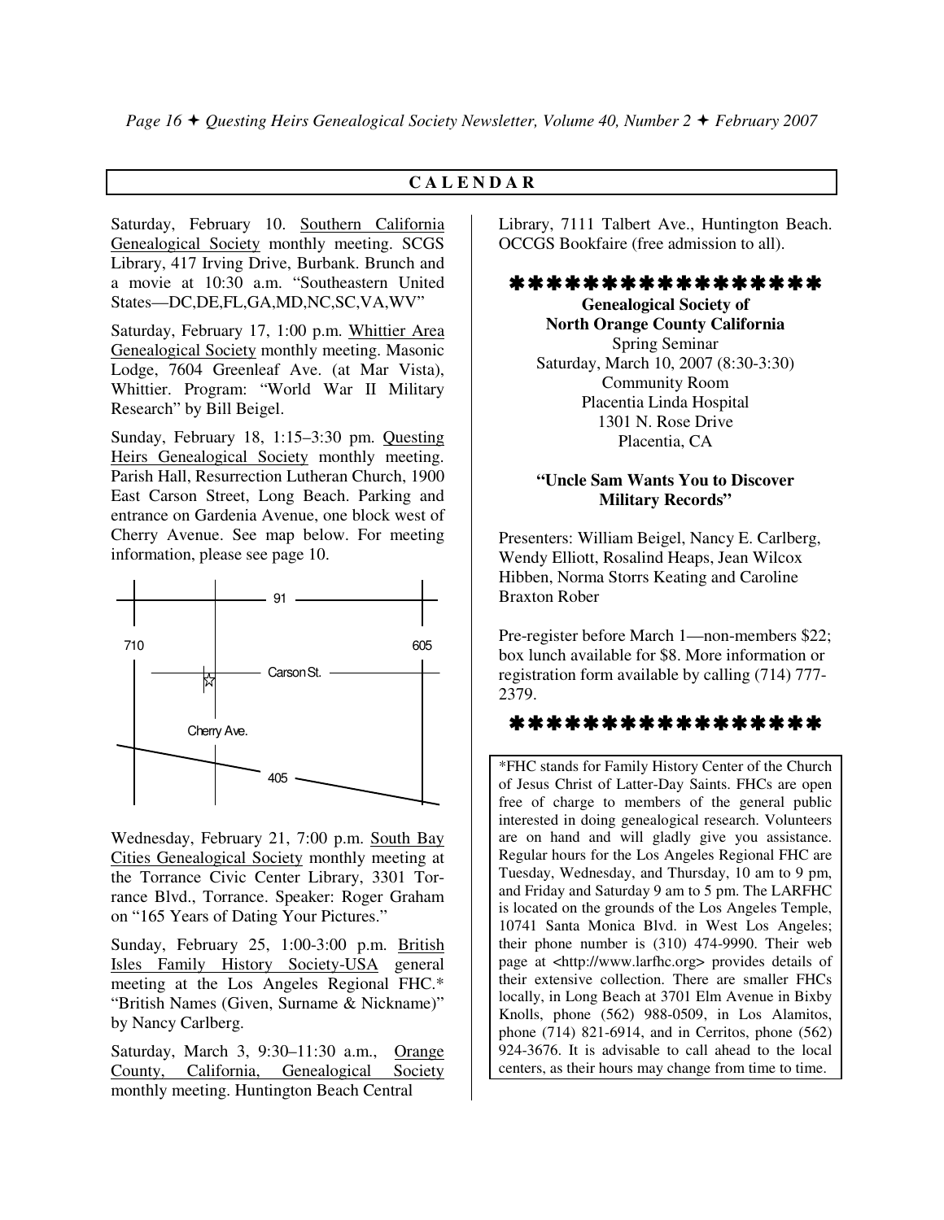## CALENDAR

Saturday, February 10. Southern California Genealogical Society monthly meeting. SCGS Library, 417 Irving Drive, Burbank. Brunch and a movie at 10:30 a.m. "Southeastern United States—DC,DE,FL,GA,MD,NC,SC,VA,WV"

Saturday, February 17, 1:00 p.m. Whittier Area Genealogical Society monthly meeting. Masonic Lodge, 7604 Greenleaf Ave. (at Mar Vista), Whittier. Program: "World War II Military Research" by Bill Beigel.

Sunday, February 18, 1:15–3:30 pm. Questing Heirs Genealogical Society monthly meeting. Parish Hall, Resurrection Lutheran Church, 1900 East Carson Street, Long Beach. Parking and entrance on Gardenia Avenue, one block west of Cherry Avenue. See map below. For meeting information, please see page 10.

91
710
605
Carson St.
Cherry Ave.
405

Wednesday, February 21, 7:00 p.m. South Bay Cities Genealogical Society monthly meeting at the Torrance Civic Center Library, 3301 Torrance Blvd., Torrance. Speaker: Roger Graham on "165 Years of Dating Your Pictures."

Sunday, February 25, 1:00-3:00 p.m. British Isles Family History Society-USA general meeting at the Los Angeles Regional FHC.* "British Names (Given, Surname & Nickname)" by Nancy Carlberg.

Saturday, March 3, 9:30–11:30 a.m., Orange County, California, Genealogical Society monthly meeting. Huntington Beach Central Library, 7111 Talbert Ave., Huntington Beach. OCCGS Bookfaire (free admission to all).

\*\*\*\*\*\*\*\*\*\*\*\*\*\*\*\*\*

**Genealogical Society of North Orange County California**
Spring Seminar
Saturday, March 10, 2007 (8:30-3:30)
Community Room
Placentia Linda Hospital
1301 N. Rose Drive
Placentia, CA

**"Uncle Sam Wants You to Discover Military Records"**

Presenters: William Beigel, Nancy E. Carlberg, Wendy Elliott, Rosalind Heaps, Jean Wilcox Hibben, Norma Storrs Keating and Caroline Braxton Rober

Pre-register before March 1—non-members $22; box lunch available for $8. More information or registration form available by calling (714) 777-2379.

\*\*\*\*\*\*\*\*\*\*\*\*\*\*\*\*\*

*FHC stands for Family History Center of the Church of Jesus Christ of Latter-Day Saints. FHCs are open free of charge to members of the general public interested in doing genealogical research. Volunteers are on hand and will gladly give you assistance. Regular hours for the Los Angeles Regional FHC are Tuesday, Wednesday, and Thursday, 10 am to 9 pm, and Friday and Saturday 9 am to 5 pm. The LARFHC is located on the grounds of the Los Angeles Temple, 10741 Santa Monica Blvd. in West Los Angeles; their phone number is (310) 474-9990. Their web page at <http://www.larfhc.org> provides details of their extensive collection. There are smaller FHCs locally, in Long Beach at 3701 Elm Avenue in Bixby Knolls, phone (562) 988-0509, in Los Alamitos, phone (714) 821-6914, and in Cerritos, phone (562) 924-3676. It is advisable to call ahead to the local centers, as their hours may change from time to time.